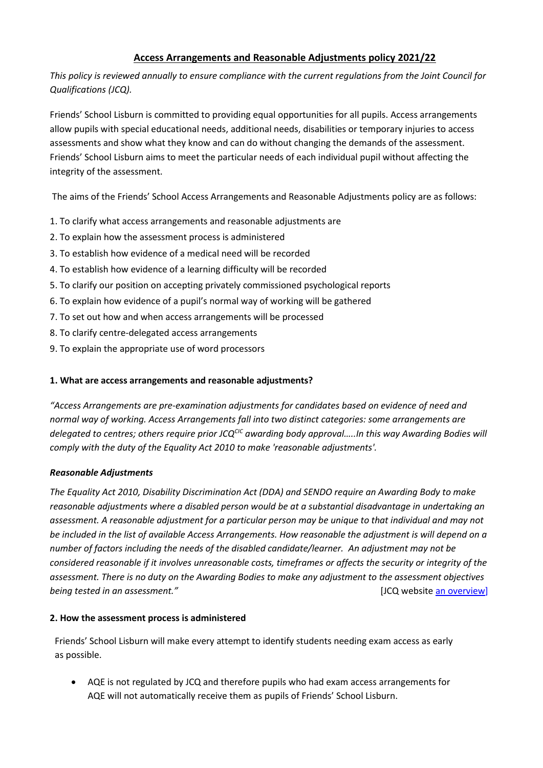## **Access Arrangements and Reasonable Adjustments policy 2021/22**

*This policy is reviewed annually to ensure compliance with the current regulations from the Joint Council for Qualifications (JCQ).*

Friends' School Lisburn is committed to providing equal opportunities for all pupils. Access arrangements allow pupils with special educational needs, additional needs, disabilities or temporary injuries to access assessments and show what they know and can do without changing the demands of the assessment. Friends' School Lisburn aims to meet the particular needs of each individual pupil without affecting the integrity of the assessment.

The aims of the Friends' School Access Arrangements and Reasonable Adjustments policy are as follows:

1. To clarify what access arrangements and reasonable adjustments are
2. To explain how the assessment process is administered
3. To establish how evidence of a medical need will be recorded
4. To establish how evidence of a learning difficulty will be recorded
5. To clarify our position on accepting privately commissioned psychological reports
6. To explain how evidence of a pupil's normal way of working will be gathered
7. To set out how and when access arrangements will be processed
8. To clarify centre-delegated access arrangements
9. To explain the appropriate use of word processors

### **1. What are access arrangements and reasonable adjustments?**

*"Access Arrangements are pre-examination adjustments for candidates based on evidence of need and normal way of working. Access Arrangements fall into two distinct categories: some arrangements are delegated to centres; others require prior JCQ[CIC] awarding body approval.....In this way Awarding Bodies will comply with the duty of the Equality Act 2010 to make 'reasonable adjustments'.*

***Reasonable Adjustments***

*The Equality Act 2010, Disability Discrimination Act (DDA) and SENDO require an Awarding Body to make reasonable adjustments where a disabled person would be at a substantial disadvantage in undertaking an assessment. A reasonable adjustment for a particular person may be unique to that individual and may not be included in the list of available Access Arrangements. How reasonable the adjustment is will depend on a number of factors including the needs of the disabled candidate/learner. An adjustment may not be considered reasonable if it involves unreasonable costs, timeframes or affects the security or integrity of the assessment. There is no duty on the Awarding Bodies to make any adjustment to the assessment objectives being tested in an assessment."* [JCQ website an overview]

### **2. How the assessment process is administered**

Friends' School Lisburn will make every attempt to identify students needing exam access as early as possible.

- AQE is not regulated by JCQ and therefore pupils who had exam access arrangements for AQE will not automatically receive them as pupils of Friends' School Lisburn.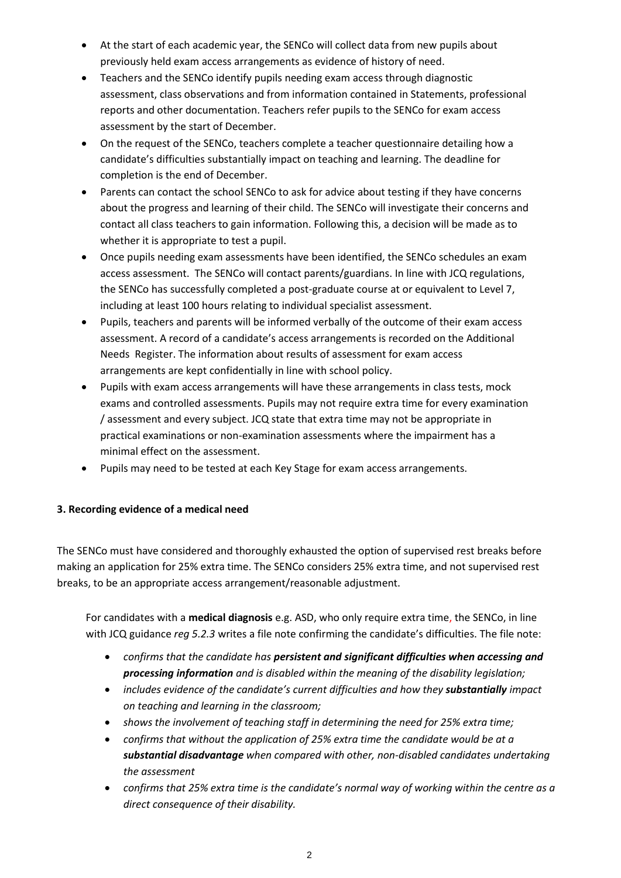- At the start of each academic year, the SENCo will collect data from new pupils about previously held exam access arrangements as evidence of history of need.
- Teachers and the SENCo identify pupils needing exam access through diagnostic assessment, class observations and from information contained in Statements, professional reports and other documentation. Teachers refer pupils to the SENCo for exam access assessment by the start of December.
- On the request of the SENCo, teachers complete a teacher questionnaire detailing how a candidate's difficulties substantially impact on teaching and learning. The deadline for completion is the end of December.
- Parents can contact the school SENCo to ask for advice about testing if they have concerns about the progress and learning of their child. The SENCo will investigate their concerns and contact all class teachers to gain information. Following this, a decision will be made as to whether it is appropriate to test a pupil.
- Once pupils needing exam assessments have been identified, the SENCo schedules an exam access assessment. The SENCo will contact parents/guardians. In line with JCQ regulations, the SENCo has successfully completed a post-graduate course at or equivalent to Level 7, including at least 100 hours relating to individual specialist assessment.
- Pupils, teachers and parents will be informed verbally of the outcome of their exam access assessment. A record of a candidate's access arrangements is recorded on the Additional Needs Register. The information about results of assessment for exam access arrangements are kept confidentially in line with school policy.
- Pupils with exam access arrangements will have these arrangements in class tests, mock exams and controlled assessments. Pupils may not require extra time for every examination / assessment and every subject. JCQ state that extra time may not be appropriate in practical examinations or non-examination assessments where the impairment has a minimal effect on the assessment.
- Pupils may need to be tested at each Key Stage for exam access arrangements.

**3. Recording evidence of a medical need**

The SENCo must have considered and thoroughly exhausted the option of supervised rest breaks before making an application for 25% extra time. The SENCo considers 25% extra time, and not supervised rest breaks, to be an appropriate access arrangement/reasonable adjustment.

For candidates with a **medical diagnosis** e.g. ASD, who only require extra time, the SENCo, in line with JCQ guidance *reg 5.2.3* writes a file note confirming the candidate's difficulties. The file note:

- *confirms that the candidate has* ***persistent and significant difficulties when accessing and processing information*** *and is disabled within the meaning of the disability legislation;*
- *includes evidence of the candidate's current difficulties and how they* ***substantially*** *impact on teaching and learning in the classroom;*
- *shows the involvement of teaching staff in determining the need for 25% extra time;*
- *confirms that without the application of 25% extra time the candidate would be at a* ***substantial disadvantage*** *when compared with other, non-disabled candidates undertaking the assessment*
- *confirms that 25% extra time is the candidate's normal way of working within the centre as a direct consequence of their disability.*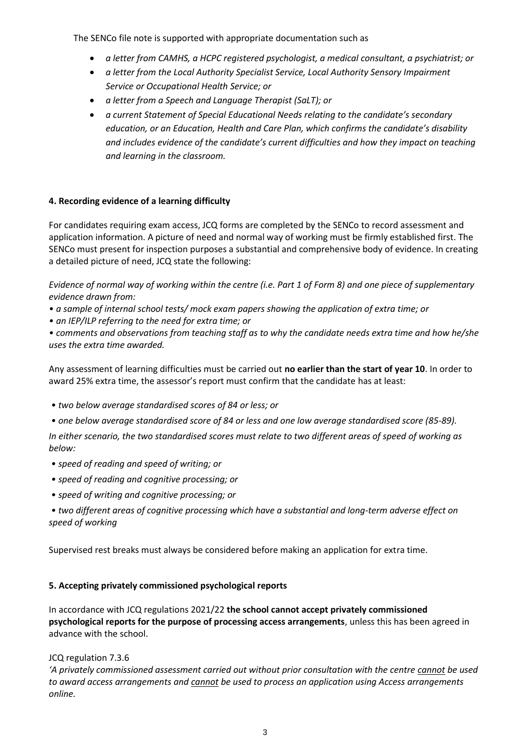The SENCo file note is supported with appropriate documentation such as

- *a letter from CAMHS, a HCPC registered psychologist, a medical consultant, a psychiatrist; or*
- *a letter from the Local Authority Specialist Service, Local Authority Sensory Impairment Service or Occupational Health Service; or*
- *a letter from a Speech and Language Therapist (SaLT); or*
- *a current Statement of Special Educational Needs relating to the candidate's secondary education, or an Education, Health and Care Plan, which confirms the candidate's disability and includes evidence of the candidate's current difficulties and how they impact on teaching and learning in the classroom.*

### 4. Recording evidence of a learning difficulty

For candidates requiring exam access, JCQ forms are completed by the SENCo to record assessment and application information. A picture of need and normal way of working must be firmly established first. The SENCo must present for inspection purposes a substantial and comprehensive body of evidence. In creating a detailed picture of need, JCQ state the following:

*Evidence of normal way of working within the centre (i.e. Part 1 of Form 8) and one piece of supplementary evidence drawn from:*

- *a sample of internal school tests/ mock exam papers showing the application of extra time; or*
- *an IEP/ILP referring to the need for extra time; or*
- *comments and observations from teaching staff as to why the candidate needs extra time and how he/she uses the extra time awarded.*

Any assessment of learning difficulties must be carried out **no earlier than the start of year 10**. In order to award 25% extra time, the assessor's report must confirm that the candidate has at least:

- *two below average standardised scores of 84 or less; or*
- *one below average standardised score of 84 or less and one low average standardised score (85-89).*

*In either scenario, the two standardised scores must relate to two different areas of speed of working as below:*

- *speed of reading and speed of writing; or*
- *speed of reading and cognitive processing; or*
- *speed of writing and cognitive processing; or*
- *two different areas of cognitive processing which have a substantial and long-term adverse effect on speed of working*

Supervised rest breaks must always be considered before making an application for extra time.

### 5. Accepting privately commissioned psychological reports

In accordance with JCQ regulations 2021/22 **the school cannot accept privately commissioned psychological reports for the purpose of processing access arrangements**, unless this has been agreed in advance with the school.

JCQ regulation 7.3.6

*'A privately commissioned assessment carried out without prior consultation with the centre cannot be used to award access arrangements and cannot be used to process an application using Access arrangements online.*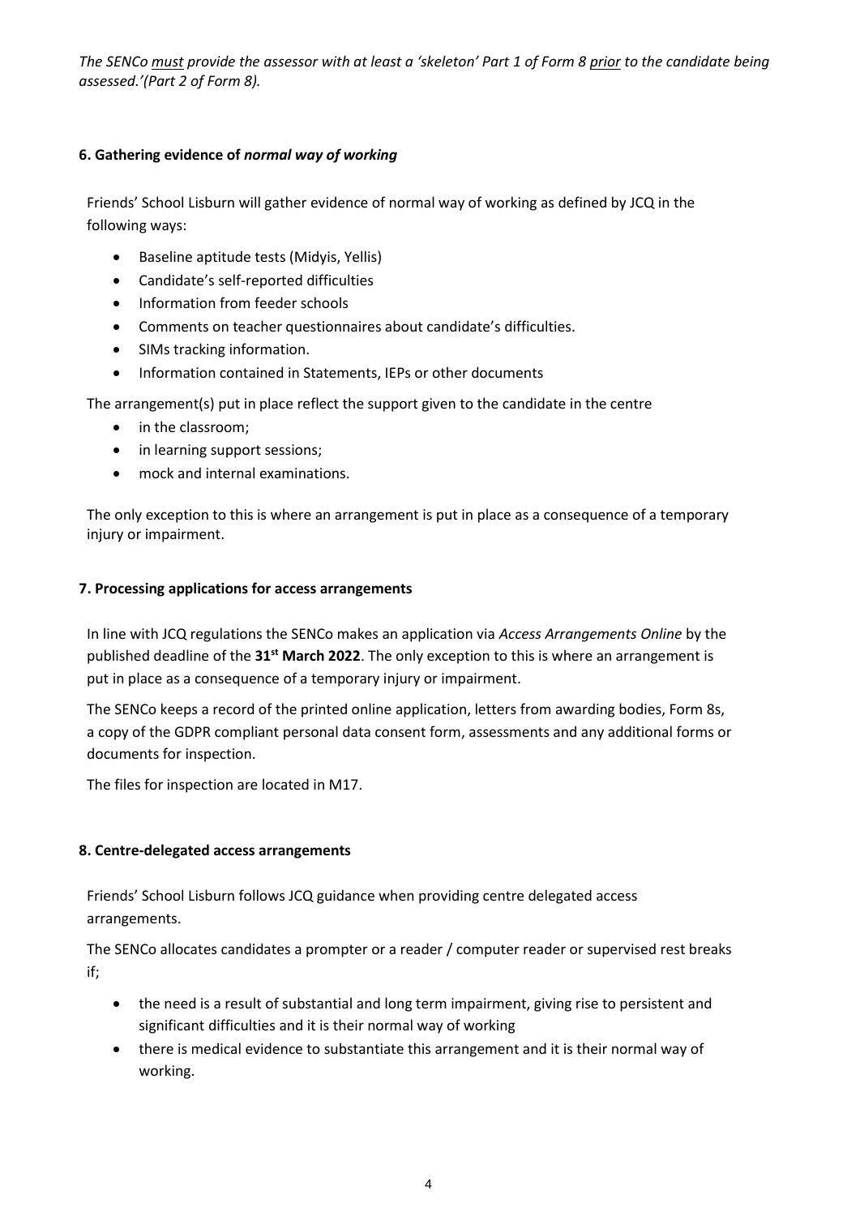*The SENCo <u>must</u> provide the assessor with at least a 'skeleton' Part 1 of Form 8 <u>prior</u> to the candidate being assessed.'(Part 2 of Form 8).*

### 6. Gathering evidence of *normal way of working*

Friends' School Lisburn will gather evidence of normal way of working as defined by JCQ in the following ways:

- Baseline aptitude tests (Midyis, Yellis)
- Candidate's self-reported difficulties
- Information from feeder schools
- Comments on teacher questionnaires about candidate's difficulties.
- SIMs tracking information.
- Information contained in Statements, IEPs or other documents

The arrangement(s) put in place reflect the support given to the candidate in the centre

- in the classroom;
- in learning support sessions;
- mock and internal examinations.

The only exception to this is where an arrangement is put in place as a consequence of a temporary injury or impairment.

### 7. Processing applications for access arrangements

In line with JCQ regulations the SENCo makes an application via *Access Arrangements Online* by the published deadline of the **31st March 2022**. The only exception to this is where an arrangement is put in place as a consequence of a temporary injury or impairment.

The SENCo keeps a record of the printed online application, letters from awarding bodies, Form 8s, a copy of the GDPR compliant personal data consent form, assessments and any additional forms or documents for inspection.

The files for inspection are located in M17.

### 8. Centre-delegated access arrangements

Friends' School Lisburn follows JCQ guidance when providing centre delegated access arrangements.

The SENCo allocates candidates a prompter or a reader / computer reader or supervised rest breaks if;

- the need is a result of substantial and long term impairment, giving rise to persistent and significant difficulties and it is their normal way of working
- there is medical evidence to substantiate this arrangement and it is their normal way of working.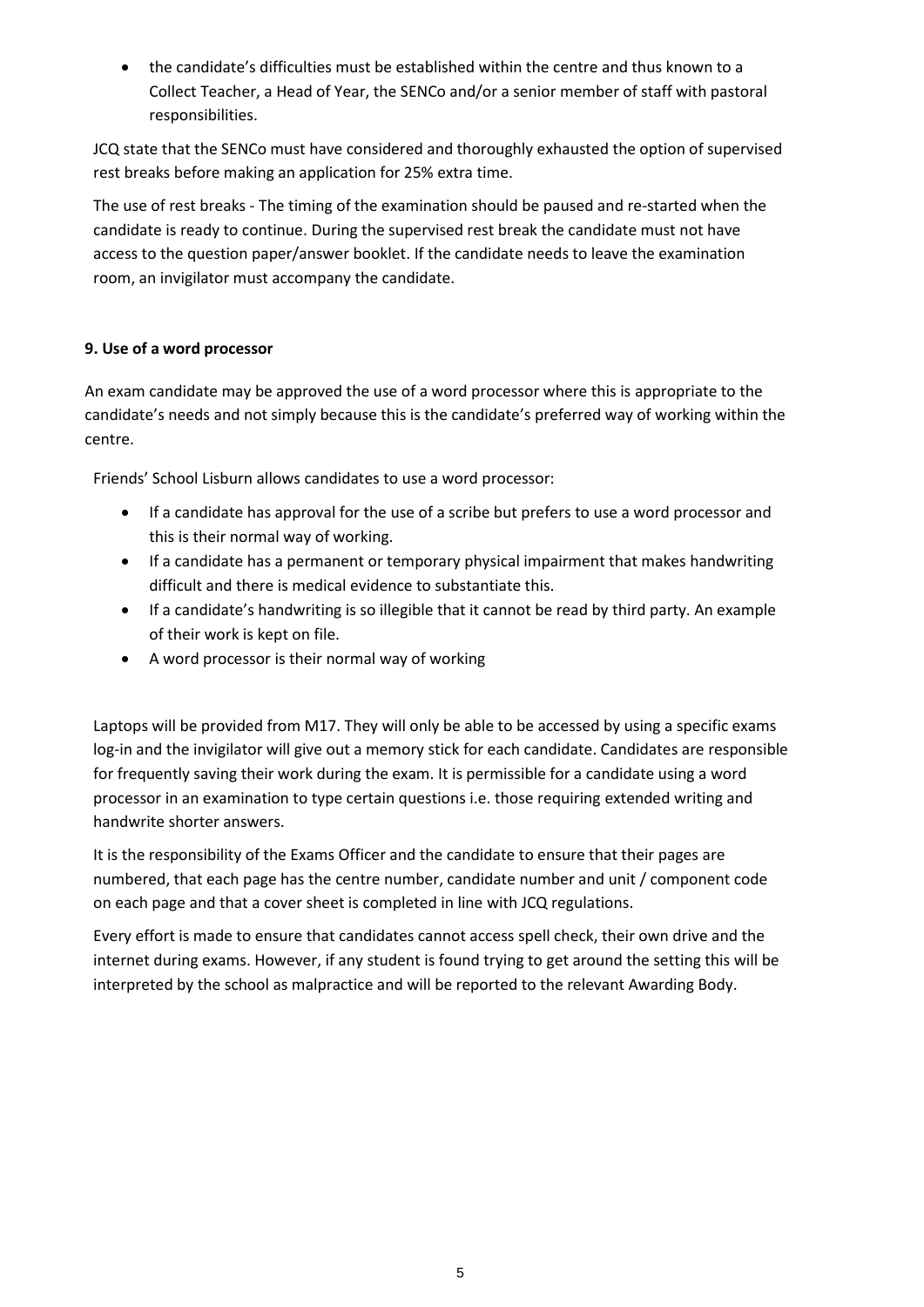- the candidate's difficulties must be established within the centre and thus known to a Collect Teacher, a Head of Year, the SENCo and/or a senior member of staff with pastoral responsibilities.

JCQ state that the SENCo must have considered and thoroughly exhausted the option of supervised rest breaks before making an application for 25% extra time.

The use of rest breaks - The timing of the examination should be paused and re-started when the candidate is ready to continue. During the supervised rest break the candidate must not have access to the question paper/answer booklet. If the candidate needs to leave the examination room, an invigilator must accompany the candidate.

**9. Use of a word processor**

An exam candidate may be approved the use of a word processor where this is appropriate to the candidate's needs and not simply because this is the candidate's preferred way of working within the centre.

Friends' School Lisburn allows candidates to use a word processor:

- If a candidate has approval for the use of a scribe but prefers to use a word processor and this is their normal way of working.
- If a candidate has a permanent or temporary physical impairment that makes handwriting difficult and there is medical evidence to substantiate this.
- If a candidate's handwriting is so illegible that it cannot be read by third party. An example of their work is kept on file.
- A word processor is their normal way of working

Laptops will be provided from M17. They will only be able to be accessed by using a specific exams log-in and the invigilator will give out a memory stick for each candidate. Candidates are responsible for frequently saving their work during the exam. It is permissible for a candidate using a word processor in an examination to type certain questions i.e. those requiring extended writing and handwrite shorter answers.

It is the responsibility of the Exams Officer and the candidate to ensure that their pages are numbered, that each page has the centre number, candidate number and unit / component code on each page and that a cover sheet is completed in line with JCQ regulations.

Every effort is made to ensure that candidates cannot access spell check, their own drive and the internet during exams. However, if any student is found trying to get around the setting this will be interpreted by the school as malpractice and will be reported to the relevant Awarding Body.